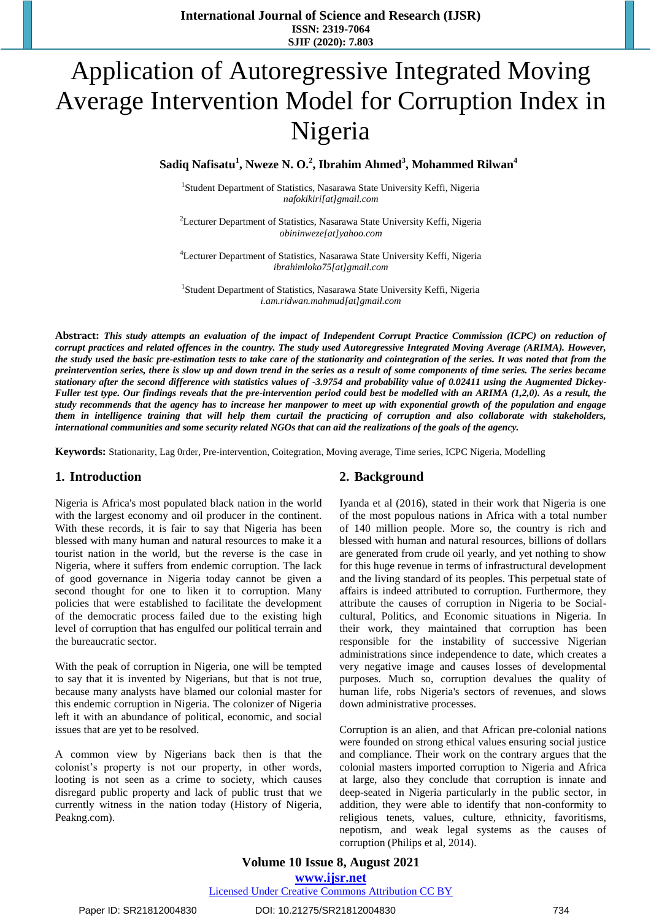# Application of Autoregressive Integrated Moving Average Intervention Model for Corruption Index in Nigeria

**Sadiq Nafisatu[1], Nweze N. O.[2], Ibrahim Ahmed[3], Mohammed Rilwan[4]**

[1]Student Department of Statistics, Nasarawa State University Keffi, Nigeria
*nafokikiri[at]gmail.com*

[2]Lecturer Department of Statistics, Nasarawa State University Keffi, Nigeria
*obininweze[at]yahoo.com*

[4]Lecturer Department of Statistics, Nasarawa State University Keffi, Nigeria
*ibrahimloko75[at]gmail.com*

[1]Student Department of Statistics, Nasarawa State University Keffi, Nigeria
*i.am.ridwan.mahmud[at]gmail.com*

**Abstract:** ***This study attempts an evaluation of the impact of Independent Corrupt Practice Commission (ICPC) on reduction of corrupt practices and related offences in the country. The study used Autoregressive Integrated Moving Average (ARIMA). However, the study used the basic pre-estimation tests to take care of the stationarity and cointegration of the series. It was noted that from the preintervention series, there is slow up and down trend in the series as a result of some components of time series. The series became stationary after the second difference with statistics values of -3.9754 and probability value of 0.02411 using the Augmented Dickey-Fuller test type. Our findings reveals that the pre-intervention period could best be modelled with an ARIMA (1,2,0). As a result, the study recommends that the agency has to increase her manpower to meet up with exponential growth of the population and engage them in intelligence training that will help them curtail the practicing of corruption and also collaborate with stakeholders, international communities and some security related NGOs that can aid the realizations of the goals of the agency.***

**Keywords:** Stationarity, Lag 0rder, Pre-intervention, Coitegration, Moving average, Time series, ICPC Nigeria, Modelling

## 1. Introduction

Nigeria is Africa's most populated black nation in the world with the largest economy and oil producer in the continent. With these records, it is fair to say that Nigeria has been blessed with many human and natural resources to make it a tourist nation in the world, but the reverse is the case in Nigeria, where it suffers from endemic corruption. The lack of good governance in Nigeria today cannot be given a second thought for one to liken it to corruption. Many policies that were established to facilitate the development of the democratic process failed due to the existing high level of corruption that has engulfed our political terrain and the bureaucratic sector.

With the peak of corruption in Nigeria, one will be tempted to say that it is invented by Nigerians, but that is not true, because many analysts have blamed our colonial master for this endemic corruption in Nigeria. The colonizer of Nigeria left it with an abundance of political, economic, and social issues that are yet to be resolved.

A common view by Nigerians back then is that the colonist's property is not our property, in other words, looting is not seen as a crime to society, which causes disregard public property and lack of public trust that we currently witness in the nation today (History of Nigeria, Peakng.com).

## 2. Background

Iyanda et al (2016), stated in their work that Nigeria is one of the most populous nations in Africa with a total number of 140 million people. More so, the country is rich and blessed with human and natural resources, billions of dollars are generated from crude oil yearly, and yet nothing to show for this huge revenue in terms of infrastructural development and the living standard of its peoples. This perpetual state of affairs is indeed attributed to corruption. Furthermore, they attribute the causes of corruption in Nigeria to be Social-cultural, Politics, and Economic situations in Nigeria. In their work, they maintained that corruption has been responsible for the instability of successive Nigerian administrations since independence to date, which creates a very negative image and causes losses of developmental purposes. Much so, corruption devalues the quality of human life, robs Nigeria's sectors of revenues, and slows down administrative processes.

Corruption is an alien, and that African pre-colonial nations were founded on strong ethical values ensuring social justice and compliance. Their work on the contrary argues that the colonial masters imported corruption to Nigeria and Africa at large, also they conclude that corruption is innate and deep-seated in Nigeria particularly in the public sector, in addition, they were able to identify that non-conformity to religious tenets, values, culture, ethnicity, favoritisms, nepotism, and weak legal systems as the causes of corruption (Philips et al, 2014).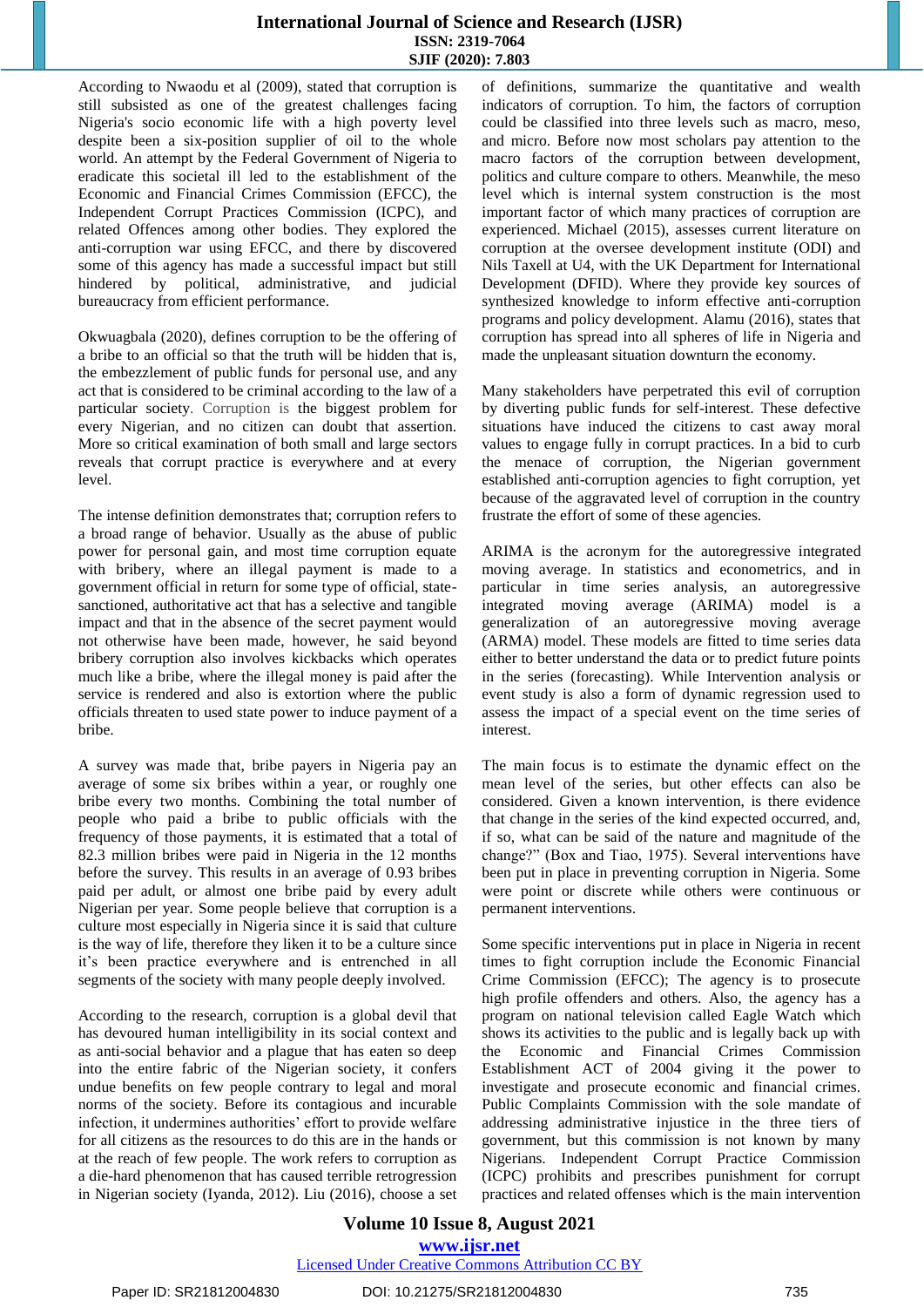According to Nwaodu et al (2009), stated that corruption is still subsisted as one of the greatest challenges facing Nigeria's socio economic life with a high poverty level despite been a six-position supplier of oil to the whole world. An attempt by the Federal Government of Nigeria to eradicate this societal ill led to the establishment of the Economic and Financial Crimes Commission (EFCC), the Independent Corrupt Practices Commission (ICPC), and related Offences among other bodies. They explored the anti-corruption war using EFCC, and there by discovered some of this agency has made a successful impact but still hindered by political, administrative, and judicial bureaucracy from efficient performance.

Okwuagbala (2020), defines corruption to be the offering of a bribe to an official so that the truth will be hidden that is, the embezzlement of public funds for personal use, and any act that is considered to be criminal according to the law of a particular society. Corruption is the biggest problem for every Nigerian, and no citizen can doubt that assertion. More so critical examination of both small and large sectors reveals that corrupt practice is everywhere and at every level.

The intense definition demonstrates that; corruption refers to a broad range of behavior. Usually as the abuse of public power for personal gain, and most time corruption equate with bribery, where an illegal payment is made to a government official in return for some type of official, state-sanctioned, authoritative act that has a selective and tangible impact and that in the absence of the secret payment would not otherwise have been made, however, he said beyond bribery corruption also involves kickbacks which operates much like a bribe, where the illegal money is paid after the service is rendered and also is extortion where the public officials threaten to used state power to induce payment of a bribe.

A survey was made that, bribe payers in Nigeria pay an average of some six bribes within a year, or roughly one bribe every two months. Combining the total number of people who paid a bribe to public officials with the frequency of those payments, it is estimated that a total of 82.3 million bribes were paid in Nigeria in the 12 months before the survey. This results in an average of 0.93 bribes paid per adult, or almost one bribe paid by every adult Nigerian per year. Some people believe that corruption is a culture most especially in Nigeria since it is said that culture is the way of life, therefore they liken it to be a culture since it's been practice everywhere and is entrenched in all segments of the society with many people deeply involved.

According to the research, corruption is a global devil that has devoured human intelligibility in its social context and as anti-social behavior and a plague that has eaten so deep into the entire fabric of the Nigerian society, it confers undue benefits on few people contrary to legal and moral norms of the society. Before its contagious and incurable infection, it undermines authorities' effort to provide welfare for all citizens as the resources to do this are in the hands or at the reach of few people. The work refers to corruption as a die-hard phenomenon that has caused terrible retrogression in Nigerian society (Iyanda, 2012). Liu (2016), choose a set of definitions, summarize the quantitative and wealth indicators of corruption. To him, the factors of corruption could be classified into three levels such as macro, meso, and micro. Before now most scholars pay attention to the macro factors of the corruption between development, politics and culture compare to others. Meanwhile, the meso level which is internal system construction is the most important factor of which many practices of corruption are experienced. Michael (2015), assesses current literature on corruption at the oversee development institute (ODI) and Nils Taxell at U4, with the UK Department for International Development (DFID). Where they provide key sources of synthesized knowledge to inform effective anti-corruption programs and policy development. Alamu (2016), states that corruption has spread into all spheres of life in Nigeria and made the unpleasant situation downturn the economy.

Many stakeholders have perpetrated this evil of corruption by diverting public funds for self-interest. These defective situations have induced the citizens to cast away moral values to engage fully in corrupt practices. In a bid to curb the menace of corruption, the Nigerian government established anti-corruption agencies to fight corruption, yet because of the aggravated level of corruption in the country frustrate the effort of some of these agencies.

ARIMA is the acronym for the autoregressive integrated moving average. In statistics and econometrics, and in particular in time series analysis, an autoregressive integrated moving average (ARIMA) model is a generalization of an autoregressive moving average (ARMA) model. These models are fitted to time series data either to better understand the data or to predict future points in the series (forecasting). While Intervention analysis or event study is also a form of dynamic regression used to assess the impact of a special event on the time series of interest.

The main focus is to estimate the dynamic effect on the mean level of the series, but other effects can also be considered. Given a known intervention, is there evidence that change in the series of the kind expected occurred, and, if so, what can be said of the nature and magnitude of the change?" (Box and Tiao, 1975). Several interventions have been put in place in preventing corruption in Nigeria. Some were point or discrete while others were continuous or permanent interventions.

Some specific interventions put in place in Nigeria in recent times to fight corruption include the Economic Financial Crime Commission (EFCC); The agency is to prosecute high profile offenders and others. Also, the agency has a program on national television called Eagle Watch which shows its activities to the public and is legally back up with the Economic and Financial Crimes Commission Establishment ACT of 2004 giving it the power to investigate and prosecute economic and financial crimes. Public Complaints Commission with the sole mandate of addressing administrative injustice in the three tiers of government, but this commission is not known by many Nigerians. Independent Corrupt Practice Commission (ICPC) prohibits and prescribes punishment for corrupt practices and related offenses which is the main intervention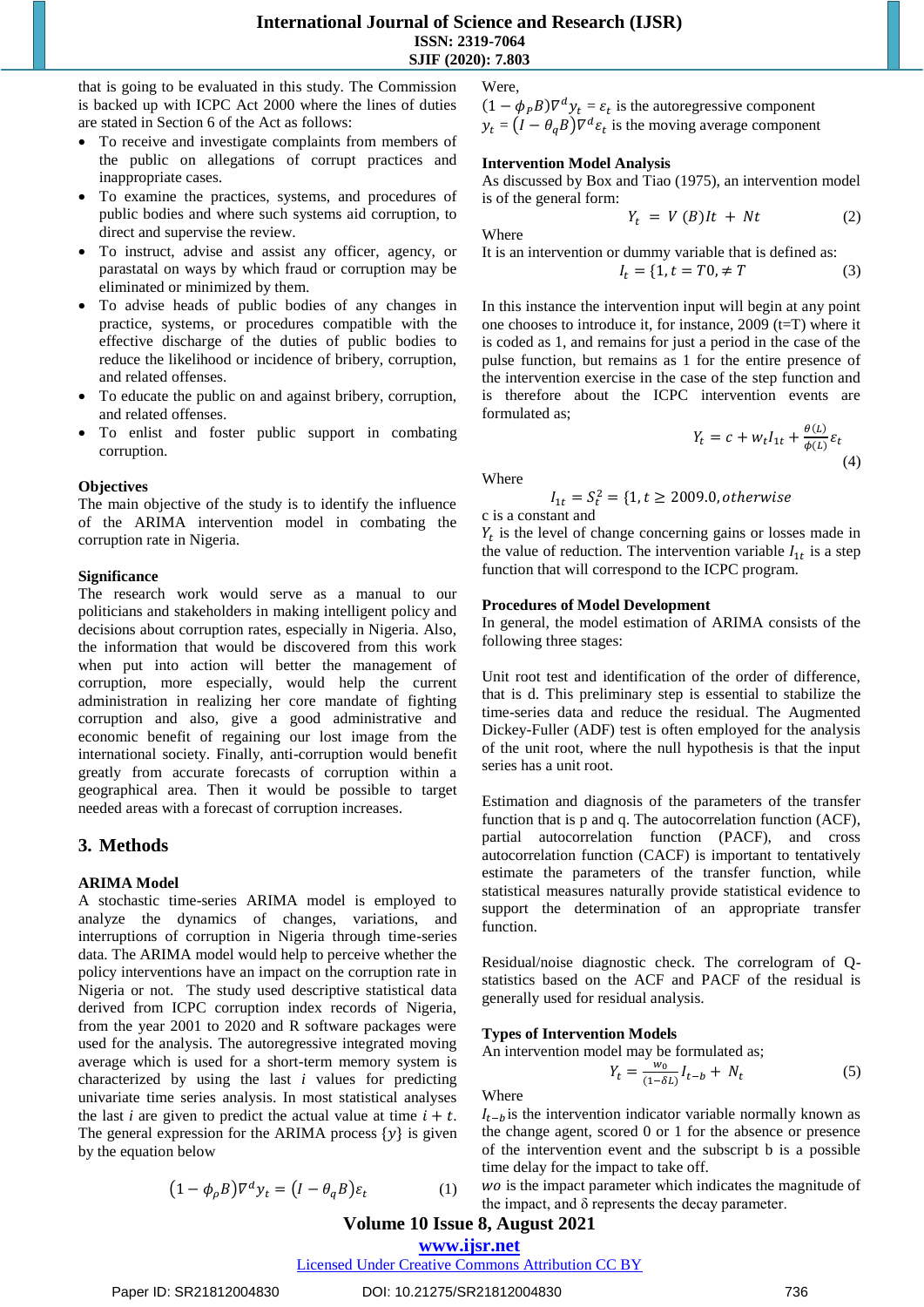that is going to be evaluated in this study. The Commission is backed up with ICPC Act 2000 where the lines of duties are stated in Section 6 of the Act as follows:

- To receive and investigate complaints from members of the public on allegations of corrupt practices and inappropriate cases.
- To examine the practices, systems, and procedures of public bodies and where such systems aid corruption, to direct and supervise the review.
- To instruct, advise and assist any officer, agency, or parastatal on ways by which fraud or corruption may be eliminated or minimized by them.
- To advise heads of public bodies of any changes in practice, systems, or procedures compatible with the effective discharge of the duties of public bodies to reduce the likelihood or incidence of bribery, corruption, and related offenses.
- To educate the public on and against bribery, corruption, and related offenses.
- To enlist and foster public support in combating corruption.

### Objectives

The main objective of the study is to identify the influence of the ARIMA intervention model in combating the corruption rate in Nigeria.

### Significance

The research work would serve as a manual to our politicians and stakeholders in making intelligent policy and decisions about corruption rates, especially in Nigeria. Also, the information that would be discovered from this work when put into action will better the management of corruption, more especially, would help the current administration in realizing her core mandate of fighting corruption and also, give a good administrative and economic benefit of regaining our lost image from the international society. Finally, anti-corruption would benefit greatly from accurate forecasts of corruption within a geographical area. Then it would be possible to target needed areas with a forecast of corruption increases.

## 3. Methods

### ARIMA Model

A stochastic time-series ARIMA model is employed to analyze the dynamics of changes, variations, and interruptions of corruption in Nigeria through time-series data. The ARIMA model would help to perceive whether the policy interventions have an impact on the corruption rate in Nigeria or not. The study used descriptive statistical data derived from ICPC corruption index records of Nigeria, from the year 2001 to 2020 and R software packages were used for the analysis. The autoregressive integrated moving average which is used for a short-term memory system is characterized by using the last $i$ values for predicting univariate time series analysis. In most statistical analyses the last $i$ are given to predict the actual value at time $i + t$. The general expression for the ARIMA process $\{y\}$ is given by the equation below

$$\left(1 - \phi_\rho B\right)\nabla^d y_t = \left(I - \theta_q B\right)\varepsilon_t \tag{1}$$

Were,

$(1 - \phi_P B)\nabla^d y_t = \varepsilon_t$ is the autoregressive component

$y_t = \left(I - \theta_q B\right)\nabla^d \varepsilon_t$ is the moving average component

### Intervention Model Analysis

As discussed by Box and Tiao (1975), an intervention model is of the general form:

$$Y_t = V(B)It + Nt \tag{2}$$

Where

It is an intervention or dummy variable that is defined as:

$$I_t = \{1, t = T0, \neq T \tag{3}$$

In this instance the intervention input will begin at any point one chooses to introduce it, for instance, 2009 (t=T) where it is coded as 1, and remains for just a period in the case of the pulse function, but remains as 1 for the entire presence of the intervention exercise in the case of the step function and is therefore about the ICPC intervention events are formulated as;

$$Y_t = c + w_t I_{1t} + \frac{\theta(L)}{\phi(L)}\varepsilon_t \tag{4}$$

Where

$$I_{1t} = S_t^2 = \{1, t \geq 2009.0, otherwise$$

c is a constant and

$Y_t$ is the level of change concerning gains or losses made in the value of reduction. The intervention variable $I_{1t}$ is a step function that will correspond to the ICPC program.

### Procedures of Model Development

In general, the model estimation of ARIMA consists of the following three stages:

Unit root test and identification of the order of difference, that is d. This preliminary step is essential to stabilize the time-series data and reduce the residual. The Augmented Dickey-Fuller (ADF) test is often employed for the analysis of the unit root, where the null hypothesis is that the input series has a unit root.

Estimation and diagnosis of the parameters of the transfer function that is p and q. The autocorrelation function (ACF), partial autocorrelation function (PACF), and cross autocorrelation function (CACF) is important to tentatively estimate the parameters of the transfer function, while statistical measures naturally provide statistical evidence to support the determination of an appropriate transfer function.

Residual/noise diagnostic check. The correlogram of Q-statistics based on the ACF and PACF of the residual is generally used for residual analysis.

### Types of Intervention Models

An intervention model may be formulated as;

$$Y_t = \frac{w_0}{(1-\delta L)} I_{t-b} + N_t \tag{5}$$

Where

$I_{t-b}$ is the intervention indicator variable normally known as the change agent, scored 0 or 1 for the absence or presence of the intervention event and the subscript b is a possible time delay for the impact to take off.

$wo$ is the impact parameter which indicates the magnitude of the impact, and δ represents the decay parameter.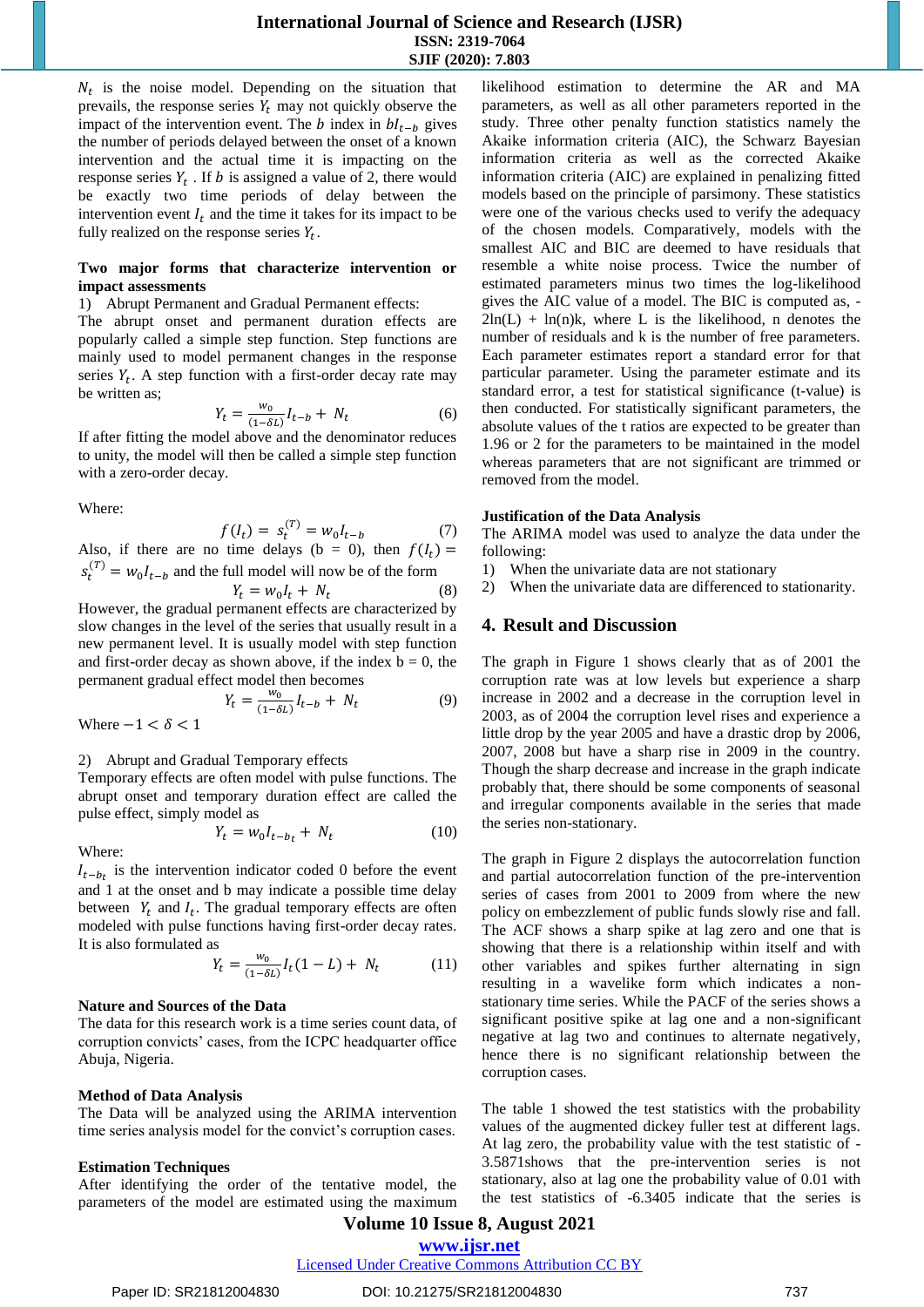$N_t$ is the noise model. Depending on the situation that prevails, the response series $Y_t$ may not quickly observe the impact of the intervention event. The $b$ index in $bI_{t-b}$ gives the number of periods delayed between the onset of a known intervention and the actual time it is impacting on the response series $Y_t$. If $b$ is assigned a value of 2, there would be exactly two time periods of delay between the intervention event $I_t$ and the time it takes for its impact to be fully realized on the response series $Y_t$.

**Two major forms that characterize intervention or impact assessments**

1) Abrupt Permanent and Gradual Permanent effects:

The abrupt onset and permanent duration effects are popularly called a simple step function. Step functions are mainly used to model permanent changes in the response series $Y_t$. A step function with a first-order decay rate may be written as;

$$Y_t = \frac{w_0}{(1-\delta L)} I_{t-b} + N_t \qquad (6)$$

If after fitting the model above and the denominator reduces to unity, the model will then be called a simple step function with a zero-order decay.

Where:

$$f(I_t) = s_t^{(T)} = w_0 I_{t-b} \qquad (7)$$

Also, if there are no time delays (b = 0), then $f(I_t) = s_t^{(T)} = w_0 I_{t-b}$ and the full model will now be of the form

$$Y_t = w_0 I_t + N_t \qquad (8)$$

However, the gradual permanent effects are characterized by slow changes in the level of the series that usually result in a new permanent level. It is usually model with step function and first-order decay as shown above, if the index b = 0, the permanent gradual effect model then becomes

$$Y_t = \frac{w_0}{(1-\delta L)} I_{t-b} + N_t \qquad (9)$$

Where $-1 < \delta < 1$

2) Abrupt and Gradual Temporary effects

Temporary effects are often model with pulse functions. The abrupt onset and temporary duration effect are called the pulse effect, simply model as

$$Y_t = w_0 I_{t-b_t} + N_t \qquad (10)$$

Where:

$I_{t-b_t}$ is the intervention indicator coded 0 before the event and 1 at the onset and b may indicate a possible time delay between $Y_t$ and $I_t$. The gradual temporary effects are often modeled with pulse functions having first-order decay rates. It is also formulated as

$$Y_t = \frac{w_0}{(1-\delta L)} I_t (1 - L) + N_t \qquad (11)$$

**Nature and Sources of the Data**

The data for this research work is a time series count data, of corruption convicts' cases, from the ICPC headquarter office Abuja, Nigeria.

**Method of Data Analysis**

The Data will be analyzed using the ARIMA intervention time series analysis model for the convict's corruption cases.

**Estimation Techniques**

After identifying the order of the tentative model, the parameters of the model are estimated using the maximum likelihood estimation to determine the AR and MA parameters, as well as all other parameters reported in the study. Three other penalty function statistics namely the Akaike information criteria (AIC), the Schwarz Bayesian information criteria as well as the corrected Akaike information criteria (AIC) are explained in penalizing fitted models based on the principle of parsimony. These statistics were one of the various checks used to verify the adequacy of the chosen models. Comparatively, models with the smallest AIC and BIC are deemed to have residuals that resemble a white noise process. Twice the number of estimated parameters minus two times the log-likelihood gives the AIC value of a model. The BIC is computed as, -2ln(L) + ln(n)k, where L is the likelihood, n denotes the number of residuals and k is the number of free parameters. Each parameter estimates report a standard error for that particular parameter. Using the parameter estimate and its standard error, a test for statistical significance (t-value) is then conducted. For statistically significant parameters, the absolute values of the t ratios are expected to be greater than 1.96 or 2 for the parameters to be maintained in the model whereas parameters that are not significant are trimmed or removed from the model.

**Justification of the Data Analysis**

The ARIMA model was used to analyze the data under the following:

1) When the univariate data are not stationary
2) When the univariate data are differenced to stationarity.

## 4. Result and Discussion

The graph in Figure 1 shows clearly that as of 2001 the corruption rate was at low levels but experience a sharp increase in 2002 and a decrease in the corruption level in 2003, as of 2004 the corruption level rises and experience a little drop by the year 2005 and have a drastic drop by 2006, 2007, 2008 but have a sharp rise in 2009 in the country. Though the sharp decrease and increase in the graph indicate probably that, there should be some components of seasonal and irregular components available in the series that made the series non-stationary.

The graph in Figure 2 displays the autocorrelation function and partial autocorrelation function of the pre-intervention series of cases from 2001 to 2009 from where the new policy on embezzlement of public funds slowly rise and fall. The ACF shows a sharp spike at lag zero and one that is showing that there is a relationship within itself and with other variables and spikes further alternating in sign resulting in a wavelike form which indicates a non-stationary time series. While the PACF of the series shows a significant positive spike at lag one and a non-significant negative at lag two and continues to alternate negatively, hence there is no significant relationship between the corruption cases.

The table 1 showed the test statistics with the probability values of the augmented dickey fuller test at different lags. At lag zero, the probability value with the test statistic of -3.5871shows that the pre-intervention series is not stationary, also at lag one the probability value of 0.01 with the test statistics of -6.3405 indicate that the series is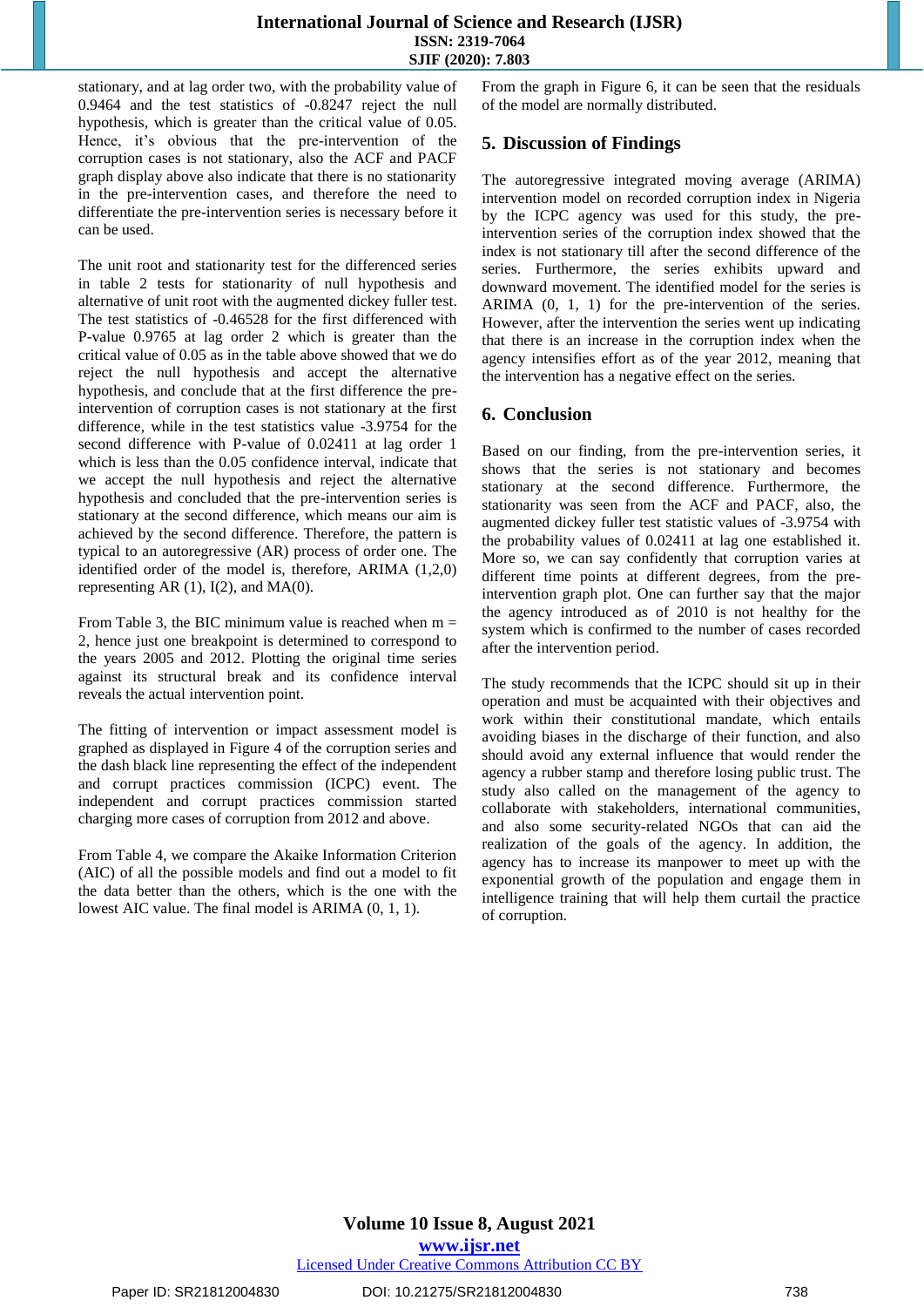stationary, and at lag order two, with the probability value of 0.9464 and the test statistics of -0.8247 reject the null hypothesis, which is greater than the critical value of 0.05. Hence, it's obvious that the pre-intervention of the corruption cases is not stationary, also the ACF and PACF graph display above also indicate that there is no stationarity in the pre-intervention cases, and therefore the need to differentiate the pre-intervention series is necessary before it can be used.

The unit root and stationarity test for the differenced series in table 2 tests for stationarity of null hypothesis and alternative of unit root with the augmented dickey fuller test. The test statistics of -0.46528 for the first differenced with P-value 0.9765 at lag order 2 which is greater than the critical value of 0.05 as in the table above showed that we do reject the null hypothesis and accept the alternative hypothesis, and conclude that at the first difference the pre-intervention of corruption cases is not stationary at the first difference, while in the test statistics value -3.9754 for the second difference with P-value of 0.02411 at lag order 1 which is less than the 0.05 confidence interval, indicate that we accept the null hypothesis and reject the alternative hypothesis and concluded that the pre-intervention series is stationary at the second difference, which means our aim is achieved by the second difference. Therefore, the pattern is typical to an autoregressive (AR) process of order one. The identified order of the model is, therefore, ARIMA (1,2,0) representing AR (1), I(2), and MA(0).

From Table 3, the BIC minimum value is reached when m = 2, hence just one breakpoint is determined to correspond to the years 2005 and 2012. Plotting the original time series against its structural break and its confidence interval reveals the actual intervention point.

The fitting of intervention or impact assessment model is graphed as displayed in Figure 4 of the corruption series and the dash black line representing the effect of the independent and corrupt practices commission (ICPC) event. The independent and corrupt practices commission started charging more cases of corruption from 2012 and above.

From Table 4, we compare the Akaike Information Criterion (AIC) of all the possible models and find out a model to fit the data better than the others, which is the one with the lowest AIC value. The final model is ARIMA (0, 1, 1).

From the graph in Figure 6, it can be seen that the residuals of the model are normally distributed.

## 5. Discussion of Findings

The autoregressive integrated moving average (ARIMA) intervention model on recorded corruption index in Nigeria by the ICPC agency was used for this study, the pre-intervention series of the corruption index showed that the index is not stationary till after the second difference of the series. Furthermore, the series exhibits upward and downward movement. The identified model for the series is ARIMA (0, 1, 1) for the pre-intervention of the series. However, after the intervention the series went up indicating that there is an increase in the corruption index when the agency intensifies effort as of the year 2012, meaning that the intervention has a negative effect on the series.

## 6. Conclusion

Based on our finding, from the pre-intervention series, it shows that the series is not stationary and becomes stationary at the second difference. Furthermore, the stationarity was seen from the ACF and PACF, also, the augmented dickey fuller test statistic values of -3.9754 with the probability values of 0.02411 at lag one established it. More so, we can say confidently that corruption varies at different time points at different degrees, from the pre-intervention graph plot. One can further say that the major the agency introduced as of 2010 is not healthy for the system which is confirmed to the number of cases recorded after the intervention period.

The study recommends that the ICPC should sit up in their operation and must be acquainted with their objectives and work within their constitutional mandate, which entails avoiding biases in the discharge of their function, and also should avoid any external influence that would render the agency a rubber stamp and therefore losing public trust. The study also called on the management of the agency to collaborate with stakeholders, international communities, and also some security-related NGOs that can aid the realization of the goals of the agency. In addition, the agency has to increase its manpower to meet up with the exponential growth of the population and engage them in intelligence training that will help them curtail the practice of corruption.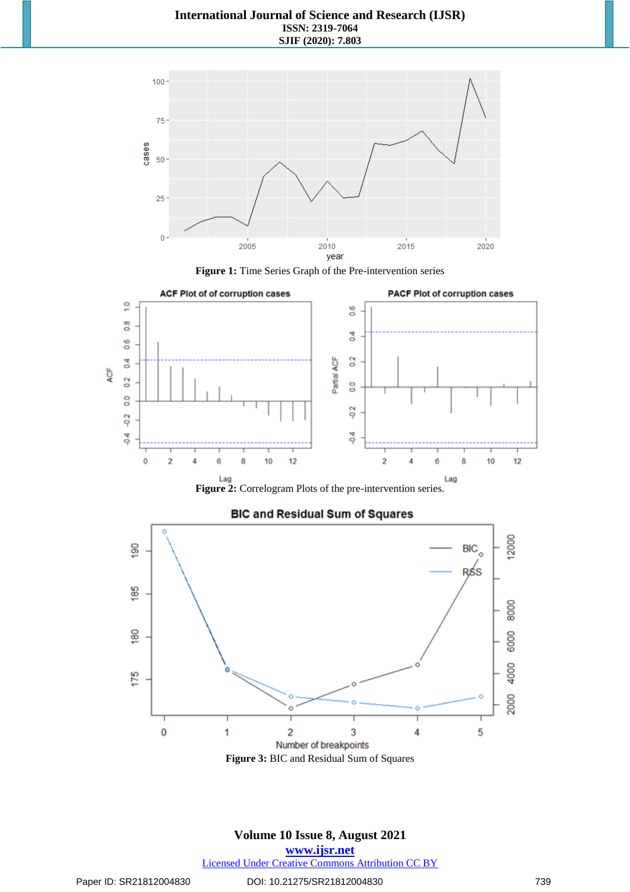Figure 1: Time Series Graph of the Pre-intervention series

Figure 2: Correlogram Plots of the pre-intervention series.

Figure 3: BIC and Residual Sum of Squares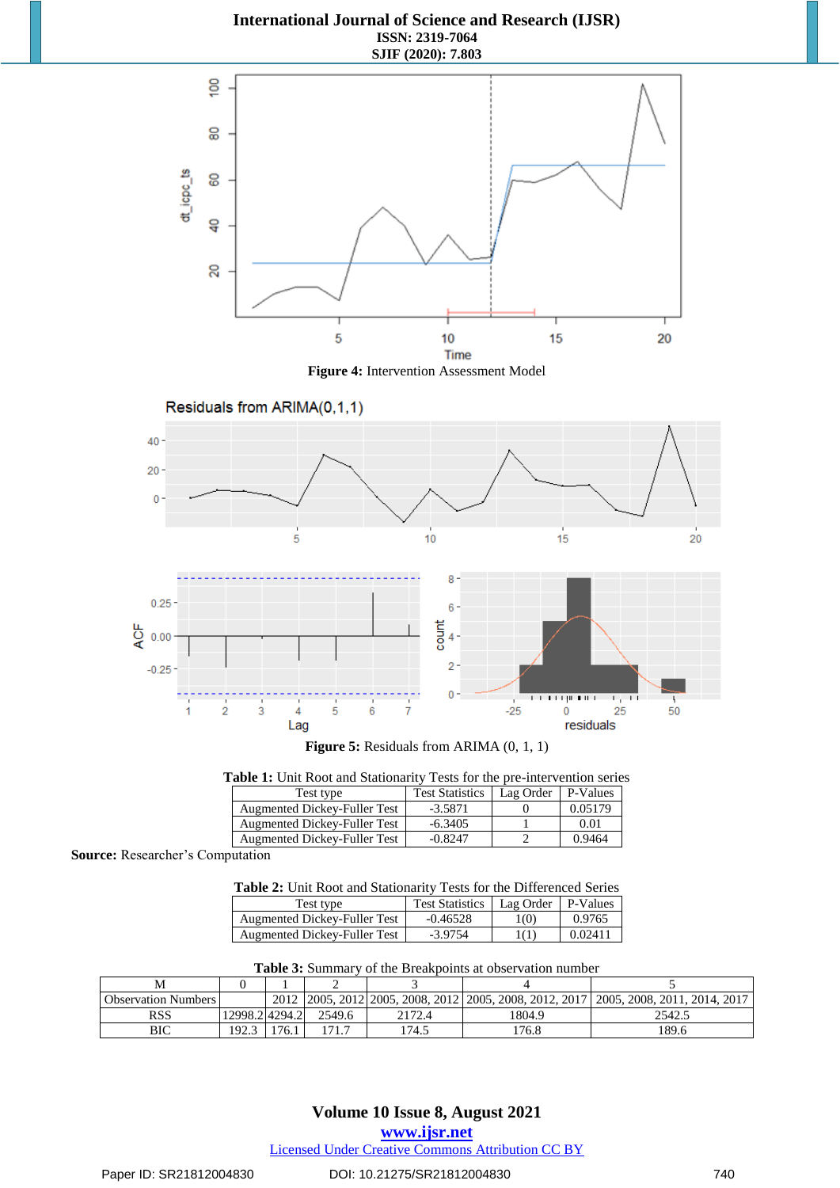**Figure 4:** Intervention Assessment Model

**Figure 5:** Residuals from ARIMA (0, 1, 1)

**Table 1:** Unit Root and Stationarity Tests for the pre-intervention series

| Test type | Test Statistics | Lag Order | P-Values |
|---|---|---|---|
| Augmented Dickey-Fuller Test | -3.5871 | 0 | 0.05179 |
| Augmented Dickey-Fuller Test | -6.3405 | 1 | 0.01 |
| Augmented Dickey-Fuller Test | -0.8247 | 2 | 0.9464 |

**Source:** Researcher's Computation

**Table 2:** Unit Root and Stationarity Tests for the Differenced Series

| Test type | Test Statistics | Lag Order | P-Values |
|---|---|---|---|
| Augmented Dickey-Fuller Test | -0.46528 | 1(0) | 0.9765 |
| Augmented Dickey-Fuller Test | -3.9754 | 1(1) | 0.02411 |

**Table 3:** Summary of the Breakpoints at observation number

| M | 0 | 1 | 2 | 3 | 4 | 5 |
|---|---|---|---|---|---|---|
| Observation Numbers | | 2012 | 2005, 2012 | 2005, 2008, 2012 | 2005, 2008, 2012, 2017 | 2005, 2008, 2011, 2014, 2017 |
| RSS | 12998.2 | 4294.2 | 2549.6 | 2172.4 | 1804.9 | 2542.5 |
| BIC | 192.3 | 176.1 | 171.7 | 174.5 | 176.8 | 189.6 |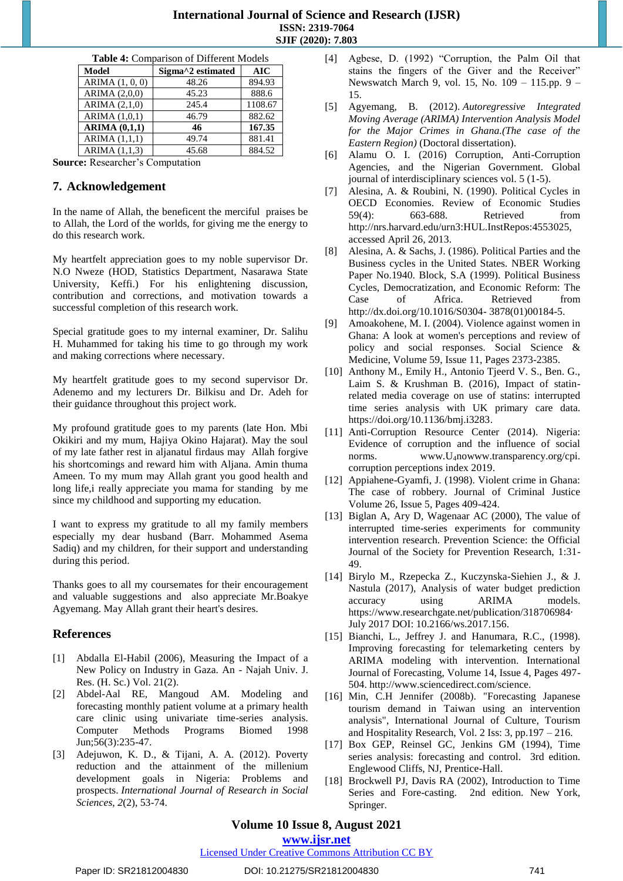**Table 4:** Comparison of Different Models

| Model | Sigma^2 estimated | AIC |
|---|---|---|
| ARIMA (1, 0, 0) | 48.26 | 894.93 |
| ARIMA (2,0,0) | 45.23 | 888.6 |
| ARIMA (2,1,0) | 245.4 | 1108.67 |
| ARIMA (1,0,1) | 46.79 | 882.62 |
| **ARIMA (0,1,1)** | **46** | **167.35** |
| ARIMA (1,1,1) | 49.74 | 881.41 |
| ARIMA (1,1,3) | 45.68 | 884.52 |

**Source:** Researcher's Computation

## 7. Acknowledgement

In the name of Allah, the beneficent the merciful praises be to Allah, the Lord of the worlds, for giving me the energy to do this research work.

My heartfelt appreciation goes to my noble supervisor Dr. N.O Nweze (HOD, Statistics Department, Nasarawa State University, Keffi.) For his enlightening discussion, contribution and corrections, and motivation towards a successful completion of this research work.

Special gratitude goes to my internal examiner, Dr. Salihu H. Muhammed for taking his time to go through my work and making corrections where necessary.

My heartfelt gratitude goes to my second supervisor Dr. Adenemo and my lecturers Dr. Bilkisu and Dr. Adeh for their guidance throughout this project work.

My profound gratitude goes to my parents (late Hon. Mbi Okikiri and my mum, Hajiya Okino Hajarat). May the soul of my late father rest in aljanatul firdaus may Allah forgive his shortcomings and reward him with Aljana. Amin thuma Ameen. To my mum may Allah grant you good health and long life,i really appreciate you mama for standing by me since my childhood and supporting my education.

I want to express my gratitude to all my family members especially my dear husband (Barr. Mohammed Asema Sadiq) and my children, for their support and understanding during this period.

Thanks goes to all my coursemates for their encouragement and valuable suggestions and also appreciate Mr.Boakye Agyemang. May Allah grant their heart's desires.

## References

[1] Abdalla El-Habil (2006), Measuring the Impact of a New Policy on Industry in Gaza. An - Najah Univ. J. Res. (H. Sc.) Vol. 21(2).

[2] Abdel-Aal RE, Mangoud AM. Modeling and forecasting monthly patient volume at a primary health care clinic using univariate time-series analysis. Computer Methods Programs Biomed 1998 Jun;56(3):235-47.

[3] Adejuwon, K. D., & Tijani, A. A. (2012). Poverty reduction and the attainment of the millenium development goals in Nigeria: Problems and prospects. *International Journal of Research in Social Sciences*, *2*(2), 53-74.

[4] Agbese, D. (1992) "Corruption, the Palm Oil that stains the fingers of the Giver and the Receiver" Newswatch March 9, vol. 15, No. 109 – 115.pp. 9 – 15.

[5] Agyemang, B. (2012). *Autoregressive Integrated Moving Average (ARIMA) Intervention Analysis Model for the Major Crimes in Ghana.(The case of the Eastern Region)* (Doctoral dissertation).

[6] Alamu O. I. (2016) Corruption, Anti-Corruption Agencies, and the Nigerian Government. Global journal of interdisciplinary sciences vol. 5 (1-5).

[7] Alesina, A. & Roubini, N. (1990). Political Cycles in OECD Economies. Review of Economic Studies 59(4): 663-688. Retrieved from http://nrs.harvard.edu/urn3:HUL.InstRepos:4553025, accessed April 26, 2013.

[8] Alesina, A. & Sachs, J. (1986). Political Parties and the Business cycles in the United States. NBER Working Paper No.1940. Block, S.A (1999). Political Business Cycles, Democratization, and Economic Reform: The Case of Africa. Retrieved from http://dx.doi.org/10.1016/S0304- 3878(01)00184-5.

[9] Amoakohene, M. I. (2004). Violence against women in Ghana: A look at women's perceptions and review of policy and social responses. Social Science & Medicine, Volume 59, Issue 11, Pages 2373-2385.

[10] Anthony M., Emily H., Antonio Tjeerd V. S., Ben. G., Laim S. & Krushman B. (2016), Impact of statin-related media coverage on use of statins: interrupted time series analysis with UK primary care data. https://doi.org/10.1136/bmj.i3283.

[11] Anti-Corruption Resource Center (2014). Nigeria: Evidence of corruption and the influence of social norms. www.U4nowww.transparency.org/cpi. corruption perceptions index 2019.

[12] Appiahene-Gyamfi, J. (1998). Violent crime in Ghana: The case of robbery. Journal of Criminal Justice Volume 26, Issue 5, Pages 409-424.

[13] Biglan A, Ary D, Wagenaar AC (2000), The value of interrupted time-series experiments for community intervention research. Prevention Science: the Official Journal of the Society for Prevention Research, 1:31-49.

[14] Birylo M., Rzepecka Z., Kuczynska-Siehien J., & J. Nastula (2017), Analysis of water budget prediction accuracy using ARIMA models. https://www.researchgate.net/publication/318706984· July 2017 DOI: 10.2166/ws.2017.156.

[15] Bianchi, L., Jeffrey J. and Hanumara, R.C., (1998). Improving forecasting for telemarketing centers by ARIMA modeling with intervention. International Journal of Forecasting, Volume 14, Issue 4, Pages 497-504. http://www.sciencedirect.com/science.

[16] Min, C.H Jennifer (2008b). "Forecasting Japanese tourism demand in Taiwan using an intervention analysis", International Journal of Culture, Tourism and Hospitality Research, Vol. 2 Iss: 3, pp.197 – 216.

[17] Box GEP, Reinsel GC, Jenkins GM (1994), Time series analysis: forecasting and control. 3rd edition. Englewood Cliffs, NJ, Prentice-Hall.

[18] Brockwell PJ, Davis RA (2002), Introduction to Time Series and Fore-casting. 2nd edition. New York, Springer.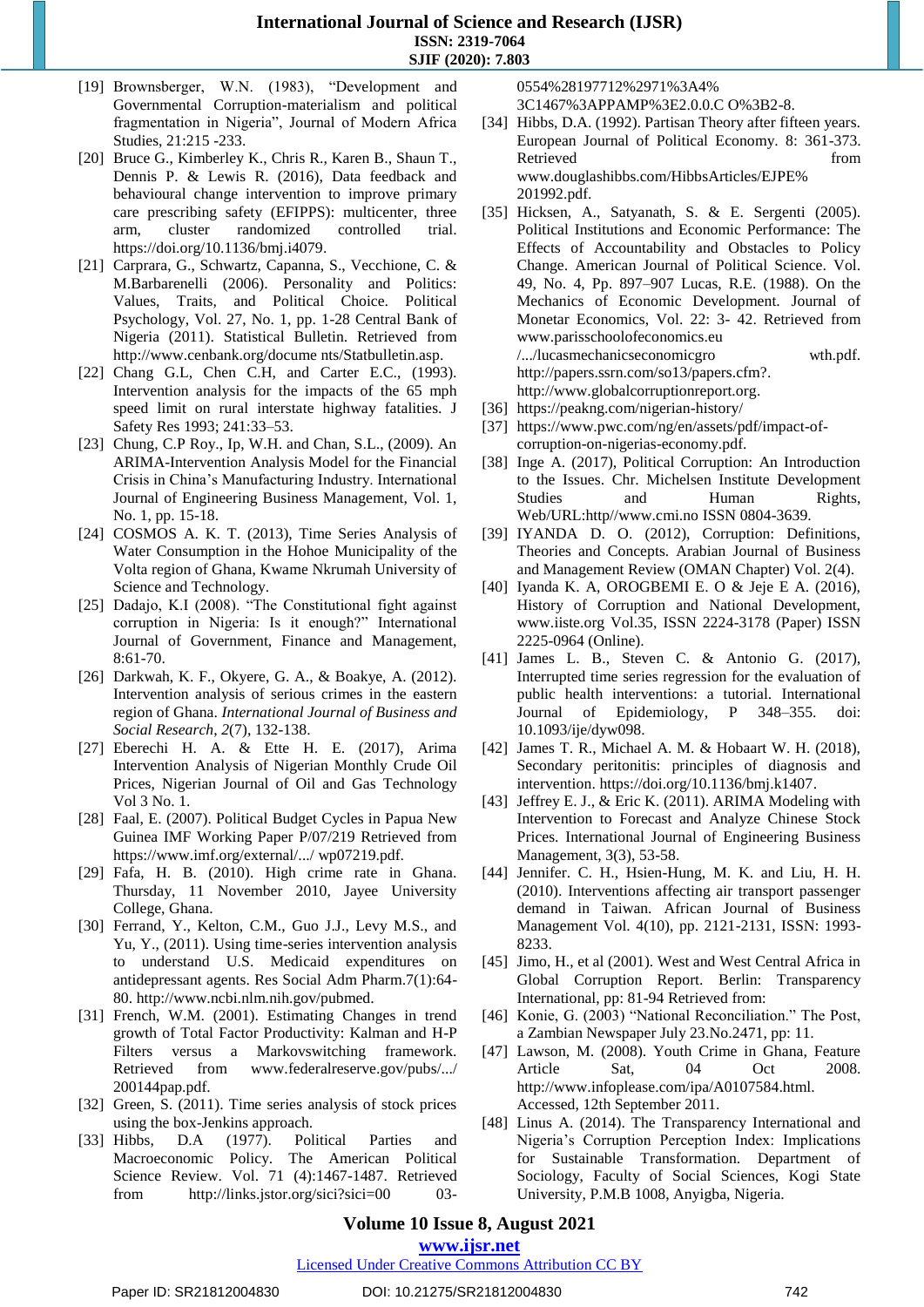[19] Brownsberger, W.N. (1983), "Development and Governmental Corruption-materialism and political fragmentation in Nigeria", Journal of Modern Africa Studies, 21:215 -233.

[20] Bruce G., Kimberley K., Chris R., Karen B., Shaun T., Dennis P. & Lewis R. (2016), Data feedback and behavioural change intervention to improve primary care prescribing safety (EFIPPS): multicenter, three arm, cluster randomized controlled trial. https://doi.org/10.1136/bmj.i4079.

[21] Carprara, G., Schwartz, Capanna, S., Vecchione, C. & M.Barbarenelli (2006). Personality and Politics: Values, Traits, and Political Choice. Political Psychology, Vol. 27, No. 1, pp. 1-28 Central Bank of Nigeria (2011). Statistical Bulletin. Retrieved from http://www.cenbank.org/docume nts/Statbulletin.asp.

[22] Chang G.L, Chen C.H, and Carter E.C., (1993). Intervention analysis for the impacts of the 65 mph speed limit on rural interstate highway fatalities. J Safety Res 1993; 241:33–53.

[23] Chung, C.P Roy., Ip, W.H. and Chan, S.L., (2009). An ARIMA-Intervention Analysis Model for the Financial Crisis in China's Manufacturing Industry. International Journal of Engineering Business Management, Vol. 1, No. 1, pp. 15-18.

[24] COSMOS A. K. T. (2013), Time Series Analysis of Water Consumption in the Hohoe Municipality of the Volta region of Ghana, Kwame Nkrumah University of Science and Technology.

[25] Dadajo, K.I (2008). "The Constitutional fight against corruption in Nigeria: Is it enough?" International Journal of Government, Finance and Management, 8:61-70.

[26] Darkwah, K. F., Okyere, G. A., & Boakye, A. (2012). Intervention analysis of serious crimes in the eastern region of Ghana. *International Journal of Business and Social Research*, *2*(7), 132-138.

[27] Eberechi H. A. & Ette H. E. (2017), Arima Intervention Analysis of Nigerian Monthly Crude Oil Prices, Nigerian Journal of Oil and Gas Technology Vol 3 No. 1.

[28] Faal, E. (2007). Political Budget Cycles in Papua New Guinea IMF Working Paper P/07/219 Retrieved from https://www.imf.org/external/.../ wp07219.pdf.

[29] Fafa, H. B. (2010). High crime rate in Ghana. Thursday, 11 November 2010, Jayee University College, Ghana.

[30] Ferrand, Y., Kelton, C.M., Guo J.J., Levy M.S., and Yu, Y., (2011). Using time-series intervention analysis to understand U.S. Medicaid expenditures on antidepressant agents. Res Social Adm Pharm.7(1):64-80. http://www.ncbi.nlm.nih.gov/pubmed.

[31] French, W.M. (2001). Estimating Changes in trend growth of Total Factor Productivity: Kalman and H-P Filters versus a Markovswitching framework. Retrieved from www.federalreserve.gov/pubs/.../ 200144pap.pdf.

[32] Green, S. (2011). Time series analysis of stock prices using the box-Jenkins approach.

[33] Hibbs, D.A (1977). Political Parties and Macroeconomic Policy. The American Political Science Review. Vol. 71 (4):1467-1487. Retrieved from http://links.jstor.org/sici?sici=00 03-0554%28197712%2971%3A4% 3C1467%3APPAMP%3E2.0.0.C O%3B2-8.

[34] Hibbs, D.A. (1992). Partisan Theory after fifteen years. European Journal of Political Economy. 8: 361-373. Retrieved from www.douglashibbs.com/HibbsArticles/EJPE% 201992.pdf.

[35] Hicksen, A., Satyanath, S. & E. Sergenti (2005). Political Institutions and Economic Performance: The Effects of Accountability and Obstacles to Policy Change. American Journal of Political Science. Vol. 49, No. 4, Pp. 897–907 Lucas, R.E. (1988). On the Mechanics of Economic Development. Journal of Monetar Economics, Vol. 22: 3- 42. Retrieved from www.parisschoolofeconomics.eu /.../lucasmechanicseconomicgro wth.pdf. http://papers.ssrn.com/so13/papers.cfm?. http://www.globalcorruptionreport.org.

[36] https://peakng.com/nigerian-history/

[37] https://www.pwc.com/ng/en/assets/pdf/impact-of-corruption-on-nigerias-economy.pdf.

[38] Inge A. (2017), Political Corruption: An Introduction to the Issues. Chr. Michelsen Institute Development Studies and Human Rights, Web/URL:http//www.cmi.no ISSN 0804-3639.

[39] IYANDA D. O. (2012), Corruption: Definitions, Theories and Concepts. Arabian Journal of Business and Management Review (OMAN Chapter) Vol. 2(4).

[40] Iyanda K. A, OROGBEMI E. O & Jeje E A. (2016), History of Corruption and National Development, www.iiste.org Vol.35, ISSN 2224-3178 (Paper) ISSN 2225-0964 (Online).

[41] James L. B., Steven C. & Antonio G. (2017), Interrupted time series regression for the evaluation of public health interventions: a tutorial. International Journal of Epidemiology, P 348–355. doi: 10.1093/ije/dyw098.

[42] James T. R., Michael A. M. & Hobaart W. H. (2018), Secondary peritonitis: principles of diagnosis and intervention. https://doi.org/10.1136/bmj.k1407.

[43] Jeffrey E. J., & Eric K. (2011). ARIMA Modeling with Intervention to Forecast and Analyze Chinese Stock Prices. International Journal of Engineering Business Management, 3(3), 53-58.

[44] Jennifer. C. H., Hsien-Hung, M. K. and Liu, H. H. (2010). Interventions affecting air transport passenger demand in Taiwan. African Journal of Business Management Vol. 4(10), pp. 2121-2131, ISSN: 1993-8233.

[45] Jimo, H., et al (2001). West and West Central Africa in Global Corruption Report. Berlin: Transparency International, pp: 81-94 Retrieved from:

[46] Konie, G. (2003) "National Reconciliation." The Post, a Zambian Newspaper July 23.No.2471, pp: 11.

[47] Lawson, M. (2008). Youth Crime in Ghana, Feature Article Sat, 04 Oct 2008. http://www.infoplease.com/ipa/A0107584.html. Accessed, 12th September 2011.

[48] Linus A. (2014). The Transparency International and Nigeria's Corruption Perception Index: Implications for Sustainable Transformation. Department of Sociology, Faculty of Social Sciences, Kogi State University, P.M.B 1008, Anyigba, Nigeria.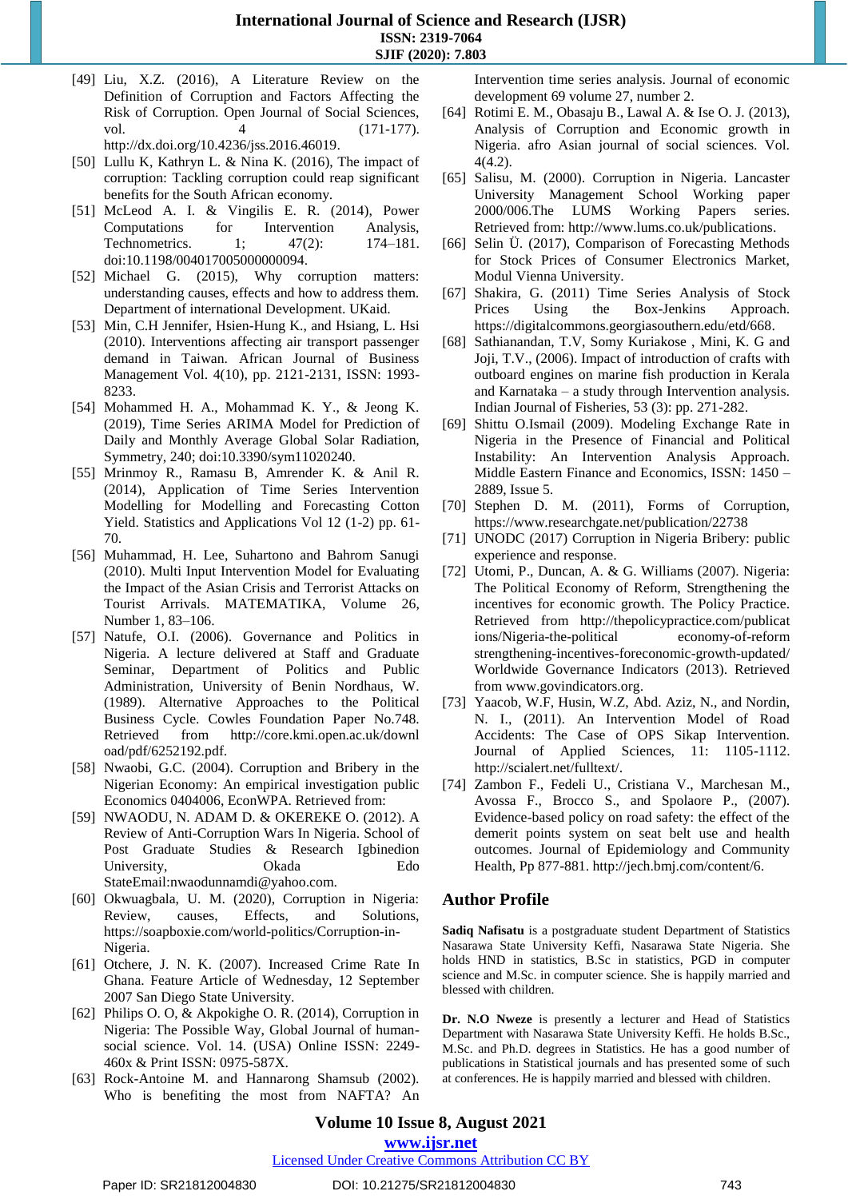[49] Liu, X.Z. (2016), A Literature Review on the Definition of Corruption and Factors Affecting the Risk of Corruption. Open Journal of Social Sciences, vol. 4 (171-177). http://dx.doi.org/10.4236/jss.2016.46019.

[50] Lullu K, Kathryn L. & Nina K. (2016), The impact of corruption: Tackling corruption could reap significant benefits for the South African economy.

[51] McLeod A. I. & Vingilis E. R. (2014), Power Computations for Intervention Analysis, Technometrics. 1; 47(2): 174–181. doi:10.1198/004017005000000094.

[52] Michael G. (2015), Why corruption matters: understanding causes, effects and how to address them. Department of international Development. UKaid.

[53] Min, C.H Jennifer, Hsien-Hung K., and Hsiang, L. Hsi (2010). Interventions affecting air transport passenger demand in Taiwan. African Journal of Business Management Vol. 4(10), pp. 2121-2131, ISSN: 1993-8233.

[54] Mohammed H. A., Mohammad K. Y., & Jeong K. (2019), Time Series ARIMA Model for Prediction of Daily and Monthly Average Global Solar Radiation, Symmetry, 240; doi:10.3390/sym11020240.

[55] Mrinmoy R., Ramasu B, Amrender K. & Anil R. (2014), Application of Time Series Intervention Modelling for Modelling and Forecasting Cotton Yield. Statistics and Applications Vol 12 (1-2) pp. 61-70.

[56] Muhammad, H. Lee, Suhartono and Bahrom Sanugi (2010). Multi Input Intervention Model for Evaluating the Impact of the Asian Crisis and Terrorist Attacks on Tourist Arrivals. MATEMATIKA, Volume 26, Number 1, 83–106.

[57] Natufe, O.I. (2006). Governance and Politics in Nigeria. A lecture delivered at Staff and Graduate Seminar, Department of Politics and Public Administration, University of Benin Nordhaus, W. (1989). Alternative Approaches to the Political Business Cycle. Cowles Foundation Paper No.748. Retrieved from http://core.kmi.open.ac.uk/download/pdf/6252192.pdf.

[58] Nwaobi, G.C. (2004). Corruption and Bribery in the Nigerian Economy: An empirical investigation public Economics 0404006, EconWPA. Retrieved from:

[59] NWAODU, N. ADAM D. & OKEREKE O. (2012). A Review of Anti-Corruption Wars In Nigeria. School of Post Graduate Studies & Research Igbinedion University, Okada Edo StateEmail:nwaodunnamdi@yahoo.com.

[60] Okwuagbala, U. M. (2020), Corruption in Nigeria: Review, causes, Effects, and Solutions, https://soapboxie.com/world-politics/Corruption-in-Nigeria.

[61] Otchere, J. N. K. (2007). Increased Crime Rate In Ghana. Feature Article of Wednesday, 12 September 2007 San Diego State University.

[62] Philips O. O, & Akpokighe O. R. (2014), Corruption in Nigeria: The Possible Way, Global Journal of human-social science. Vol. 14. (USA) Online ISSN: 2249-460x & Print ISSN: 0975-587X.

[63] Rock-Antoine M. and Hannarong Shamsub (2002). Who is benefiting the most from NAFTA? An Intervention time series analysis. Journal of economic development 69 volume 27, number 2.

[64] Rotimi E. M., Obasaju B., Lawal A. & Ise O. J. (2013), Analysis of Corruption and Economic growth in Nigeria. afro Asian journal of social sciences. Vol. 4(4.2).

[65] Salisu, M. (2000). Corruption in Nigeria. Lancaster University Management School Working paper 2000/006.The LUMS Working Papers series. Retrieved from: http://www.lums.co.uk/publications.

[66] Selin Ü. (2017), Comparison of Forecasting Methods for Stock Prices of Consumer Electronics Market, Modul Vienna University.

[67] Shakira, G. (2011) Time Series Analysis of Stock Prices Using the Box-Jenkins Approach. https://digitalcommons.georgiasouthern.edu/etd/668.

[68] Sathianandan, T.V, Somy Kuriakose , Mini, K. G and Joji, T.V., (2006). Impact of introduction of crafts with outboard engines on marine fish production in Kerala and Karnataka – a study through Intervention analysis. Indian Journal of Fisheries, 53 (3): pp. 271-282.

[69] Shittu O.Ismail (2009). Modeling Exchange Rate in Nigeria in the Presence of Financial and Political Instability: An Intervention Analysis Approach. Middle Eastern Finance and Economics, ISSN: 1450 – 2889, Issue 5.

[70] Stephen D. M. (2011), Forms of Corruption, https://www.researchgate.net/publication/22738

[71] UNODC (2017) Corruption in Nigeria Bribery: public experience and response.

[72] Utomi, P., Duncan, A. & G. Williams (2007). Nigeria: The Political Economy of Reform, Strengthening the incentives for economic growth. The Policy Practice. Retrieved from http://thepolicypractice.com/publications/Nigeria-the-political economy-of-reform strengthening-incentives-foreconomic-growth-updated/ Worldwide Governance Indicators (2013). Retrieved from www.govindicators.org.

[73] Yaacob, W.F, Husin, W.Z, Abd. Aziz, N., and Nordin, N. I., (2011). An Intervention Model of Road Accidents: The Case of OPS Sikap Intervention. Journal of Applied Sciences, 11: 1105-1112. http://scialert.net/fulltext/.

[74] Zambon F., Fedeli U., Cristiana V., Marchesan M., Avossa F., Brocco S., and Spolaore P., (2007). Evidence-based policy on road safety: the effect of the demerit points system on seat belt use and health outcomes. Journal of Epidemiology and Community Health, Pp 877-881. http://jech.bmj.com/content/6.

## Author Profile

**Sadiq Nafisatu** is a postgraduate student Department of Statistics Nasarawa State University Keffi, Nasarawa State Nigeria. She holds HND in statistics, B.Sc in statistics, PGD in computer science and M.Sc. in computer science. She is happily married and blessed with children.

**Dr. N.O Nweze** is presently a lecturer and Head of Statistics Department with Nasarawa State University Keffi. He holds B.Sc., M.Sc. and Ph.D. degrees in Statistics. He has a good number of publications in Statistical journals and has presented some of such at conferences. He is happily married and blessed with children.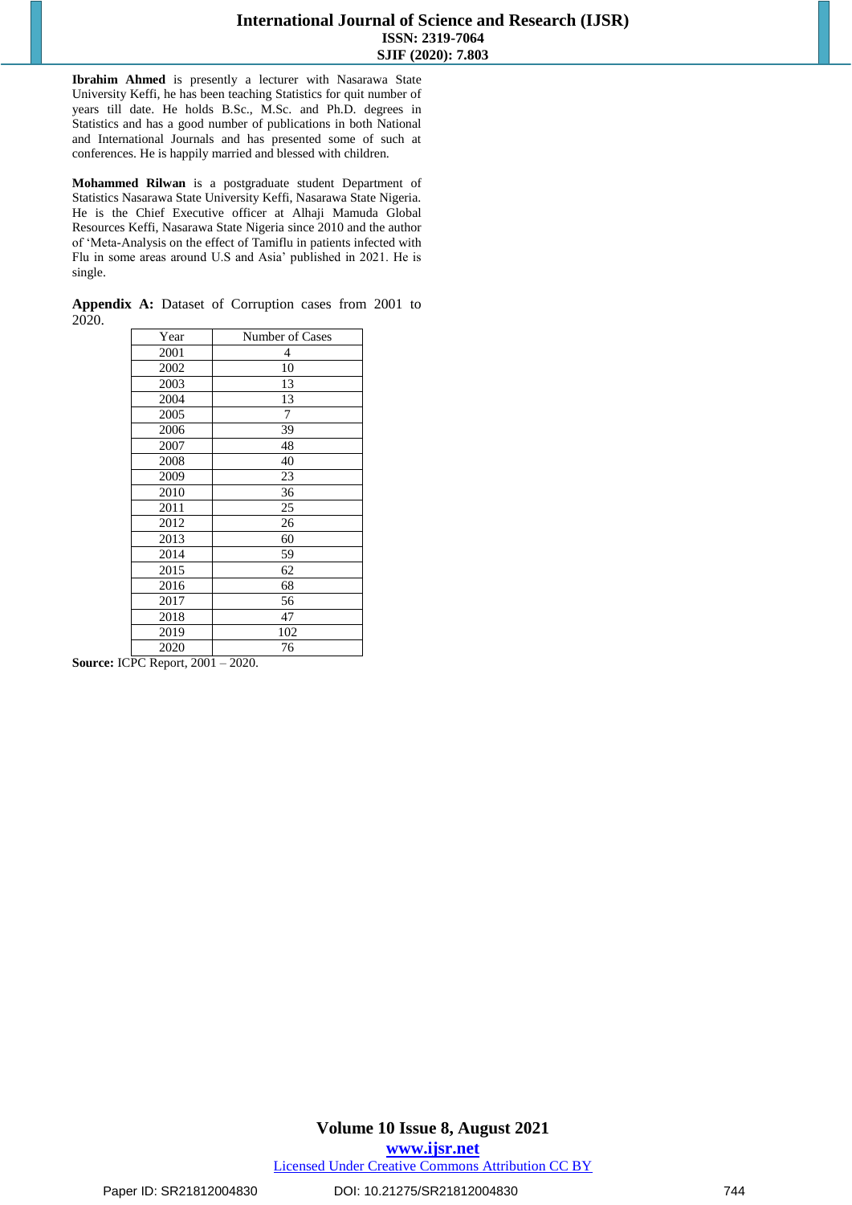**Ibrahim Ahmed** is presently a lecturer with Nasarawa State University Keffi, he has been teaching Statistics for quit number of years till date. He holds B.Sc., M.Sc. and Ph.D. degrees in Statistics and has a good number of publications in both National and International Journals and has presented some of such at conferences. He is happily married and blessed with children.

**Mohammed Rilwan** is a postgraduate student Department of Statistics Nasarawa State University Keffi, Nasarawa State Nigeria. He is the Chief Executive officer at Alhaji Mamuda Global Resources Keffi, Nasarawa State Nigeria since 2010 and the author of 'Meta-Analysis on the effect of Tamiflu in patients infected with Flu in some areas around U.S and Asia' published in 2021. He is single.

**Appendix A:** Dataset of Corruption cases from 2001 to 2020.

| Year | Number of Cases |
|---|---|
| 2001 | 4 |
| 2002 | 10 |
| 2003 | 13 |
| 2004 | 13 |
| 2005 | 7 |
| 2006 | 39 |
| 2007 | 48 |
| 2008 | 40 |
| 2009 | 23 |
| 2010 | 36 |
| 2011 | 25 |
| 2012 | 26 |
| 2013 | 60 |
| 2014 | 59 |
| 2015 | 62 |
| 2016 | 68 |
| 2017 | 56 |
| 2018 | 47 |
| 2019 | 102 |
| 2020 | 76 |

**Source:** ICPC Report, 2001 – 2020.